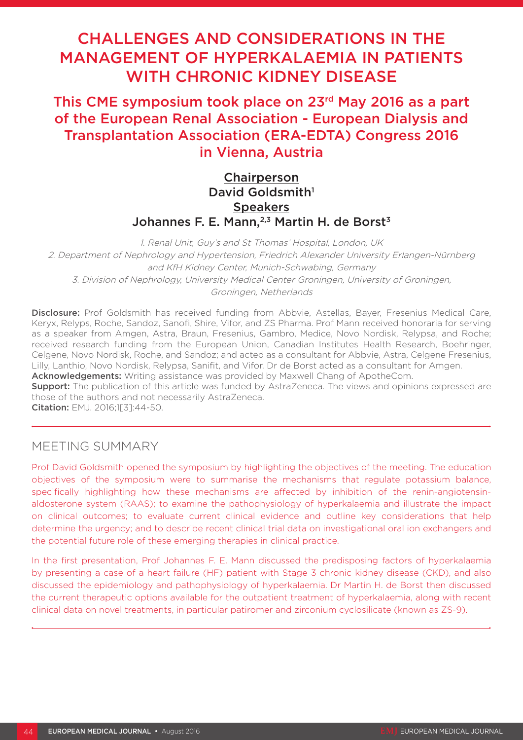# CHALLENGES AND CONSIDERATIONS IN THE MANAGEMENT OF HYPERKALAEMIA IN PATIENTS WITH CHRONIC KIDNEY DISEASE

## This CME symposium took place on 23rd May 2016 as a part of the European Renal Association - European Dialysis and Transplantation Association (ERA-EDTA) Congress 2016 in Vienna, Austria

**Chairperson**

David Goldsmith[1]

**Speakers**

Johannes F. E. Mann,[2,3] Martin H. de Borst[3]

*1. Renal Unit, Guy's and St Thomas' Hospital, London, UK*
*2. Department of Nephrology and Hypertension, Friedrich Alexander University Erlangen-Nürnberg and KfH Kidney Center, Munich-Schwabing, Germany*
*3. Division of Nephrology, University Medical Center Groningen, University of Groningen, Groningen, Netherlands*

**Disclosure:** Prof Goldsmith has received funding from Abbvie, Astellas, Bayer, Fresenius Medical Care, Keryx, Relyps, Roche, Sandoz, Sanofi, Shire, Vifor, and ZS Pharma. Prof Mann received honoraria for serving as a speaker from Amgen, Astra, Braun, Fresenius, Gambro, Medice, Novo Nordisk, Relypsa, and Roche; received research funding from the European Union, Canadian Institutes Health Research, Boehringer, Celgene, Novo Nordisk, Roche, and Sandoz; and acted as a consultant for Abbvie, Astra, Celgene Fresenius, Lilly, Lanthio, Novo Nordisk, Relypsa, Sanifit, and Vifor. Dr de Borst acted as a consultant for Amgen.
**Acknowledgements:** Writing assistance was provided by Maxwell Chang of ApotheCom.
**Support:** The publication of this article was funded by AstraZeneca. The views and opinions expressed are those of the authors and not necessarily AstraZeneca.
**Citation:** EMJ. 2016;1[3]:44-50.

## MEETING SUMMARY

Prof David Goldsmith opened the symposium by highlighting the objectives of the meeting. The education objectives of the symposium were to summarise the mechanisms that regulate potassium balance, specifically highlighting how these mechanisms are affected by inhibition of the renin-angiotensin-aldosterone system (RAAS); to examine the pathophysiology of hyperkalaemia and illustrate the impact on clinical outcomes; to evaluate current clinical evidence and outline key considerations that help determine the urgency; and to describe recent clinical trial data on investigational oral ion exchangers and the potential future role of these emerging therapies in clinical practice.

In the first presentation, Prof Johannes F. E. Mann discussed the predisposing factors of hyperkalaemia by presenting a case of a heart failure (HF) patient with Stage 3 chronic kidney disease (CKD), and also discussed the epidemiology and pathophysiology of hyperkalaemia. Dr Martin H. de Borst then discussed the current therapeutic options available for the outpatient treatment of hyperkalaemia, along with recent clinical data on novel treatments, in particular patiromer and zirconium cyclosilicate (known as ZS-9).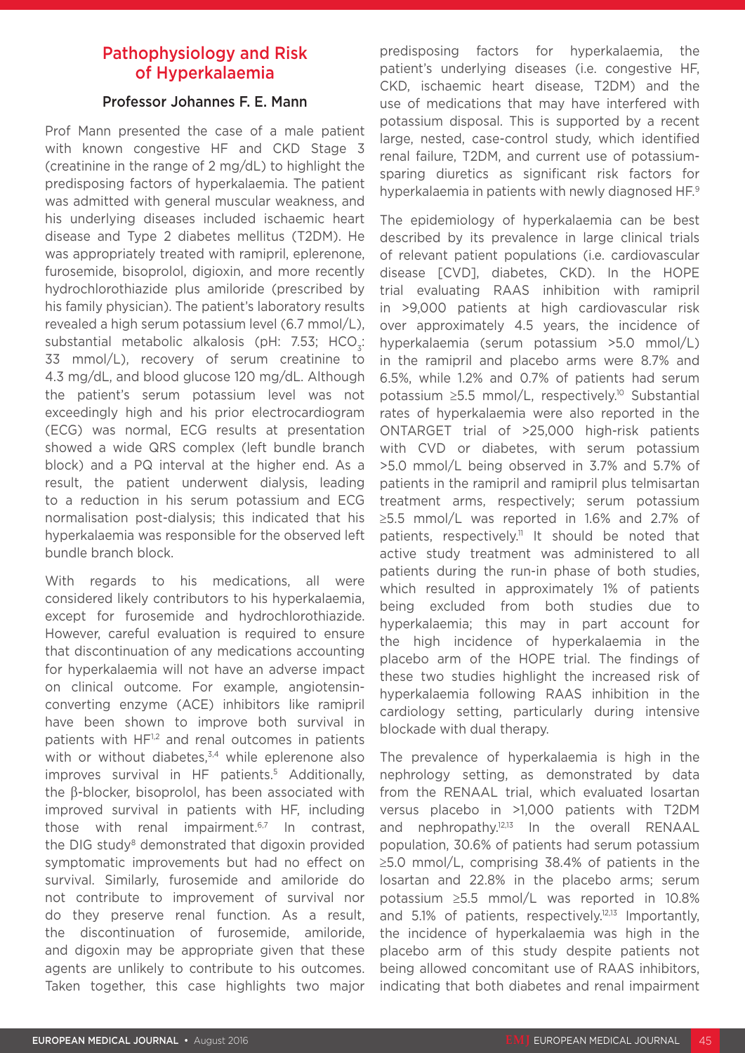## Pathophysiology and Risk of Hyperkalaemia

### Professor Johannes F. E. Mann

Prof Mann presented the case of a male patient with known congestive HF and CKD Stage 3 (creatinine in the range of 2 mg/dL) to highlight the predisposing factors of hyperkalaemia. The patient was admitted with general muscular weakness, and his underlying diseases included ischaemic heart disease and Type 2 diabetes mellitus (T2DM). He was appropriately treated with ramipril, eplerenone, furosemide, bisoprolol, digioxin, and more recently hydrochlorothiazide plus amiloride (prescribed by his family physician). The patient's laboratory results revealed a high serum potassium level (6.7 mmol/L), substantial metabolic alkalosis (pH: 7.53; $HCO_3$: 33 mmol/L), recovery of serum creatinine to 4.3 mg/dL, and blood glucose 120 mg/dL. Although the patient's serum potassium level was not exceedingly high and his prior electrocardiogram (ECG) was normal, ECG results at presentation showed a wide QRS complex (left bundle branch block) and a PQ interval at the higher end. As a result, the patient underwent dialysis, leading to a reduction in his serum potassium and ECG normalisation post-dialysis; this indicated that his hyperkalaemia was responsible for the observed left bundle branch block.

With regards to his medications, all were considered likely contributors to his hyperkalaemia, except for furosemide and hydrochlorothiazide. However, careful evaluation is required to ensure that discontinuation of any medications accounting for hyperkalaemia will not have an adverse impact on clinical outcome. For example, angiotensin-converting enzyme (ACE) inhibitors like ramipril have been shown to improve both survival in patients with HF[1,2] and renal outcomes in patients with or without diabetes,[3,4] while eplerenone also improves survival in HF patients.[5] Additionally, the β-blocker, bisoprolol, has been associated with improved survival in patients with HF, including those with renal impairment.[6,7] In contrast, the DIG study[8] demonstrated that digoxin provided symptomatic improvements but had no effect on survival. Similarly, furosemide and amiloride do not contribute to improvement of survival nor do they preserve renal function. As a result, the discontinuation of furosemide, amiloride, and digoxin may be appropriate given that these agents are unlikely to contribute to his outcomes. Taken together, this case highlights two major predisposing factors for hyperkalaemia, the patient's underlying diseases (i.e. congestive HF, CKD, ischaemic heart disease, T2DM) and the use of medications that may have interfered with potassium disposal. This is supported by a recent large, nested, case-control study, which identified renal failure, T2DM, and current use of potassium-sparing diuretics as significant risk factors for hyperkalaemia in patients with newly diagnosed HF.[9]

The epidemiology of hyperkalaemia can be best described by its prevalence in large clinical trials of relevant patient populations (i.e. cardiovascular disease [CVD], diabetes, CKD). In the HOPE trial evaluating RAAS inhibition with ramipril in >9,000 patients at high cardiovascular risk over approximately 4.5 years, the incidence of hyperkalaemia (serum potassium >5.0 mmol/L) in the ramipril and placebo arms were 8.7% and 6.5%, while 1.2% and 0.7% of patients had serum potassium ≥5.5 mmol/L, respectively.[10] Substantial rates of hyperkalaemia were also reported in the ONTARGET trial of >25,000 high-risk patients with CVD or diabetes, with serum potassium >5.0 mmol/L being observed in 3.7% and 5.7% of patients in the ramipril and ramipril plus telmisartan treatment arms, respectively; serum potassium ≥5.5 mmol/L was reported in 1.6% and 2.7% of patients, respectively.[11] It should be noted that active study treatment was administered to all patients during the run-in phase of both studies, which resulted in approximately 1% of patients being excluded from both studies due to hyperkalaemia; this may in part account for the high incidence of hyperkalaemia in the placebo arm of the HOPE trial. The findings of these two studies highlight the increased risk of hyperkalaemia following RAAS inhibition in the cardiology setting, particularly during intensive blockade with dual therapy.

The prevalence of hyperkalaemia is high in the nephrology setting, as demonstrated by data from the RENAAL trial, which evaluated losartan versus placebo in >1,000 patients with T2DM and nephropathy.[12,13] In the overall RENAAL population, 30.6% of patients had serum potassium ≥5.0 mmol/L, comprising 38.4% of patients in the losartan and 22.8% in the placebo arms; serum potassium ≥5.5 mmol/L was reported in 10.8% and 5.1% of patients, respectively.[12,13] Importantly, the incidence of hyperkalaemia was high in the placebo arm of this study despite patients not being allowed concomitant use of RAAS inhibitors, indicating that both diabetes and renal impairment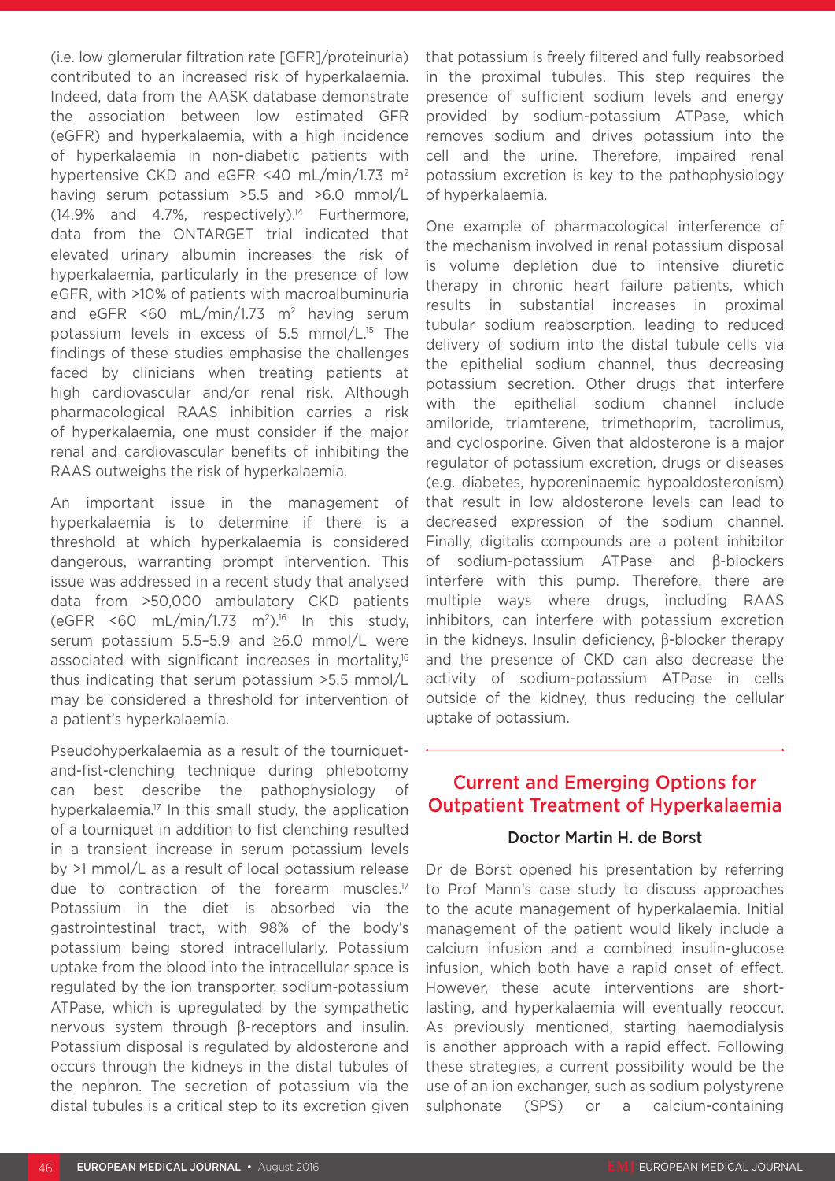(i.e. low glomerular filtration rate [GFR]/proteinuria) contributed to an increased risk of hyperkalaemia. Indeed, data from the AASK database demonstrate the association between low estimated GFR (eGFR) and hyperkalaemia, with a high incidence of hyperkalaemia in non-diabetic patients with hypertensive CKD and eGFR <40 mL/min/1.73 $m^2$ having serum potassium >5.5 and >6.0 mmol/L (14.9% and 4.7%, respectively).[14] Furthermore, data from the ONTARGET trial indicated that elevated urinary albumin increases the risk of hyperkalaemia, particularly in the presence of low eGFR, with >10% of patients with macroalbuminuria and eGFR <60 mL/min/1.73 $m^2$ having serum potassium levels in excess of 5.5 mmol/L.[15] The findings of these studies emphasise the challenges faced by clinicians when treating patients at high cardiovascular and/or renal risk. Although pharmacological RAAS inhibition carries a risk of hyperkalaemia, one must consider if the major renal and cardiovascular benefits of inhibiting the RAAS outweighs the risk of hyperkalaemia.

An important issue in the management of hyperkalaemia is to determine if there is a threshold at which hyperkalaemia is considered dangerous, warranting prompt intervention. This issue was addressed in a recent study that analysed data from >50,000 ambulatory CKD patients (eGFR <60 mL/min/1.73 $m^2$).[16] In this study, serum potassium 5.5–5.9 and ≥6.0 mmol/L were associated with significant increases in mortality,[16] thus indicating that serum potassium >5.5 mmol/L may be considered a threshold for intervention of a patient's hyperkalaemia.

Pseudohyperkalaemia as a result of the tourniquet-and-fist-clenching technique during phlebotomy can best describe the pathophysiology of hyperkalaemia.[17] In this small study, the application of a tourniquet in addition to fist clenching resulted in a transient increase in serum potassium levels by >1 mmol/L as a result of local potassium release due to contraction of the forearm muscles.[17] Potassium in the diet is absorbed via the gastrointestinal tract, with 98% of the body's potassium being stored intracellularly. Potassium uptake from the blood into the intracellular space is regulated by the ion transporter, sodium-potassium ATPase, which is upregulated by the sympathetic nervous system through β-receptors and insulin. Potassium disposal is regulated by aldosterone and occurs through the kidneys in the distal tubules of the nephron. The secretion of potassium via the distal tubules is a critical step to its excretion given that potassium is freely filtered and fully reabsorbed in the proximal tubules. This step requires the presence of sufficient sodium levels and energy provided by sodium-potassium ATPase, which removes sodium and drives potassium into the cell and the urine. Therefore, impaired renal potassium excretion is key to the pathophysiology of hyperkalaemia.

One example of pharmacological interference of the mechanism involved in renal potassium disposal is volume depletion due to intensive diuretic therapy in chronic heart failure patients, which results in substantial increases in proximal tubular sodium reabsorption, leading to reduced delivery of sodium into the distal tubule cells via the epithelial sodium channel, thus decreasing potassium secretion. Other drugs that interfere with the epithelial sodium channel include amiloride, triamterene, trimethoprim, tacrolimus, and cyclosporine. Given that aldosterone is a major regulator of potassium excretion, drugs or diseases (e.g. diabetes, hyporeninaemic hypoaldosteronism) that result in low aldosterone levels can lead to decreased expression of the sodium channel. Finally, digitalis compounds are a potent inhibitor of sodium-potassium ATPase and β-blockers interfere with this pump. Therefore, there are multiple ways where drugs, including RAAS inhibitors, can interfere with potassium excretion in the kidneys. Insulin deficiency, β-blocker therapy and the presence of CKD can also decrease the activity of sodium-potassium ATPase in cells outside of the kidney, thus reducing the cellular uptake of potassium.

## Current and Emerging Options for Outpatient Treatment of Hyperkalaemia

### Doctor Martin H. de Borst

Dr de Borst opened his presentation by referring to Prof Mann's case study to discuss approaches to the acute management of hyperkalaemia. Initial management of the patient would likely include a calcium infusion and a combined insulin-glucose infusion, which both have a rapid onset of effect. However, these acute interventions are short-lasting, and hyperkalaemia will eventually reoccur. As previously mentioned, starting haemodialysis is another approach with a rapid effect. Following these strategies, a current possibility would be the use of an ion exchanger, such as sodium polystyrene sulphonate (SPS) or a calcium-containing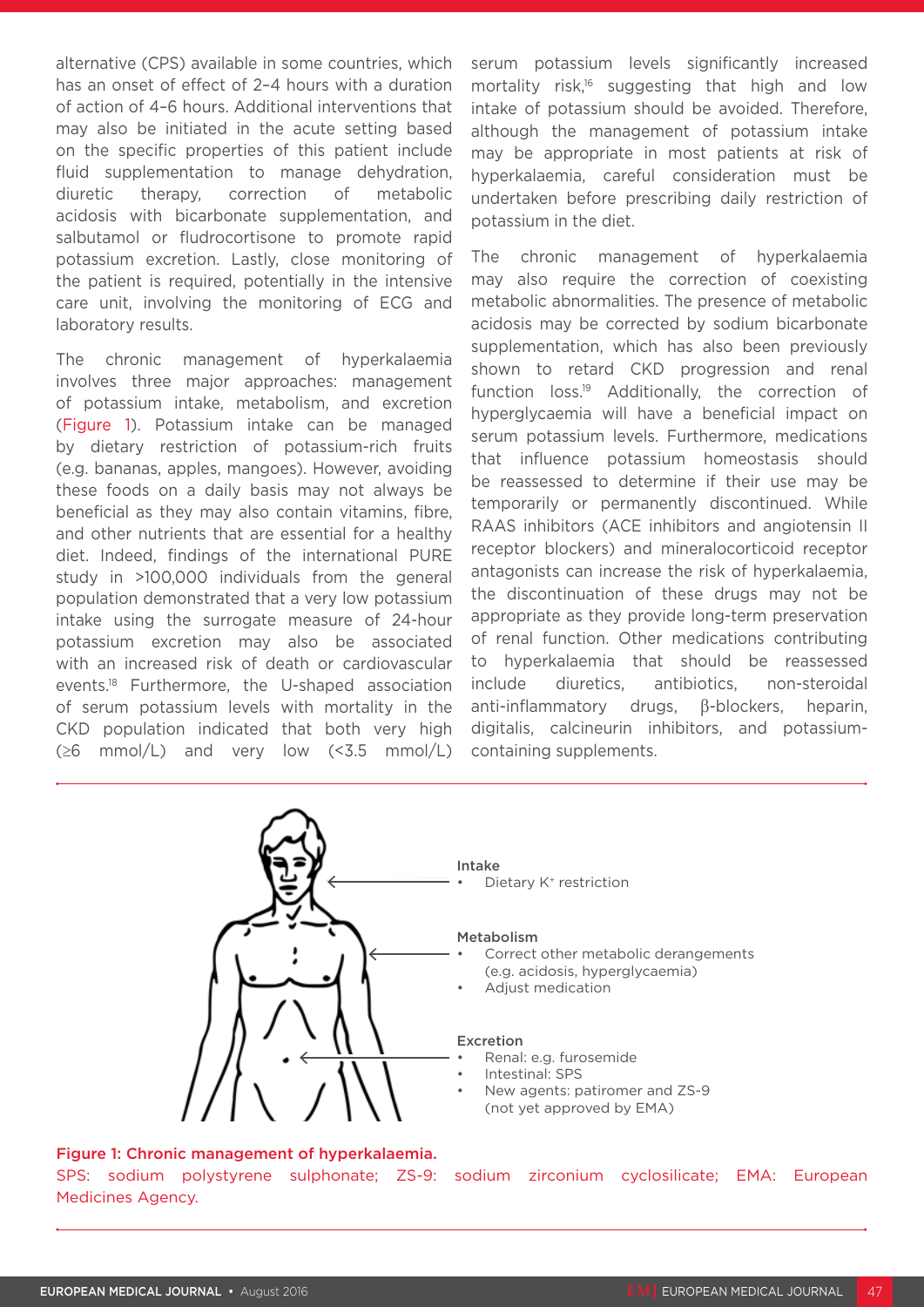alternative (CPS) available in some countries, which has an onset of effect of 2–4 hours with a duration of action of 4–6 hours. Additional interventions that may also be initiated in the acute setting based on the specific properties of this patient include fluid supplementation to manage dehydration, diuretic therapy, correction of metabolic acidosis with bicarbonate supplementation, and salbutamol or fludrocortisone to promote rapid potassium excretion. Lastly, close monitoring of the patient is required, potentially in the intensive care unit, involving the monitoring of ECG and laboratory results.

The chronic management of hyperkalaemia involves three major approaches: management of potassium intake, metabolism, and excretion (Figure 1). Potassium intake can be managed by dietary restriction of potassium-rich fruits (e.g. bananas, apples, mangoes). However, avoiding these foods on a daily basis may not always be beneficial as they may also contain vitamins, fibre, and other nutrients that are essential for a healthy diet. Indeed, findings of the international PURE study in >100,000 individuals from the general population demonstrated that a very low potassium intake using the surrogate measure of 24-hour potassium excretion may also be associated with an increased risk of death or cardiovascular events.[18] Furthermore, the U-shaped association of serum potassium levels with mortality in the CKD population indicated that both very high (≥6 mmol/L) and very low (<3.5 mmol/L) serum potassium levels significantly increased mortality risk,[16] suggesting that high and low intake of potassium should be avoided. Therefore, although the management of potassium intake may be appropriate in most patients at risk of hyperkalaemia, careful consideration must be undertaken before prescribing daily restriction of potassium in the diet.

The chronic management of hyperkalaemia may also require the correction of coexisting metabolic abnormalities. The presence of metabolic acidosis may be corrected by sodium bicarbonate supplementation, which has also been previously shown to retard CKD progression and renal function loss.[19] Additionally, the correction of hyperglycaemia will have a beneficial impact on serum potassium levels. Furthermore, medications that influence potassium homeostasis should be reassessed to determine if their use may be temporarily or permanently discontinued. While RAAS inhibitors (ACE inhibitors and angiotensin II receptor blockers) and mineralocorticoid receptor antagonists can increase the risk of hyperkalaemia, the discontinuation of these drugs may not be appropriate as they provide long-term preservation of renal function. Other medications contributing to hyperkalaemia that should be reassessed include diuretics, antibiotics, non-steroidal anti-inflammatory drugs, β-blockers, heparin, digitalis, calcineurin inhibitors, and potassium-containing supplements.

**Intake**
- Dietary $K^+$ restriction

**Metabolism**
- Correct other metabolic derangements (e.g. acidosis, hyperglycaemia)
- Adjust medication

**Excretion**
- Renal: e.g. furosemide
- Intestinal: SPS
- New agents: patiromer and ZS-9 (not yet approved by EMA)

**Figure 1: Chronic management of hyperkalaemia.**
SPS: sodium polystyrene sulphonate; ZS-9: sodium zirconium cyclosilicate; EMA: European Medicines Agency.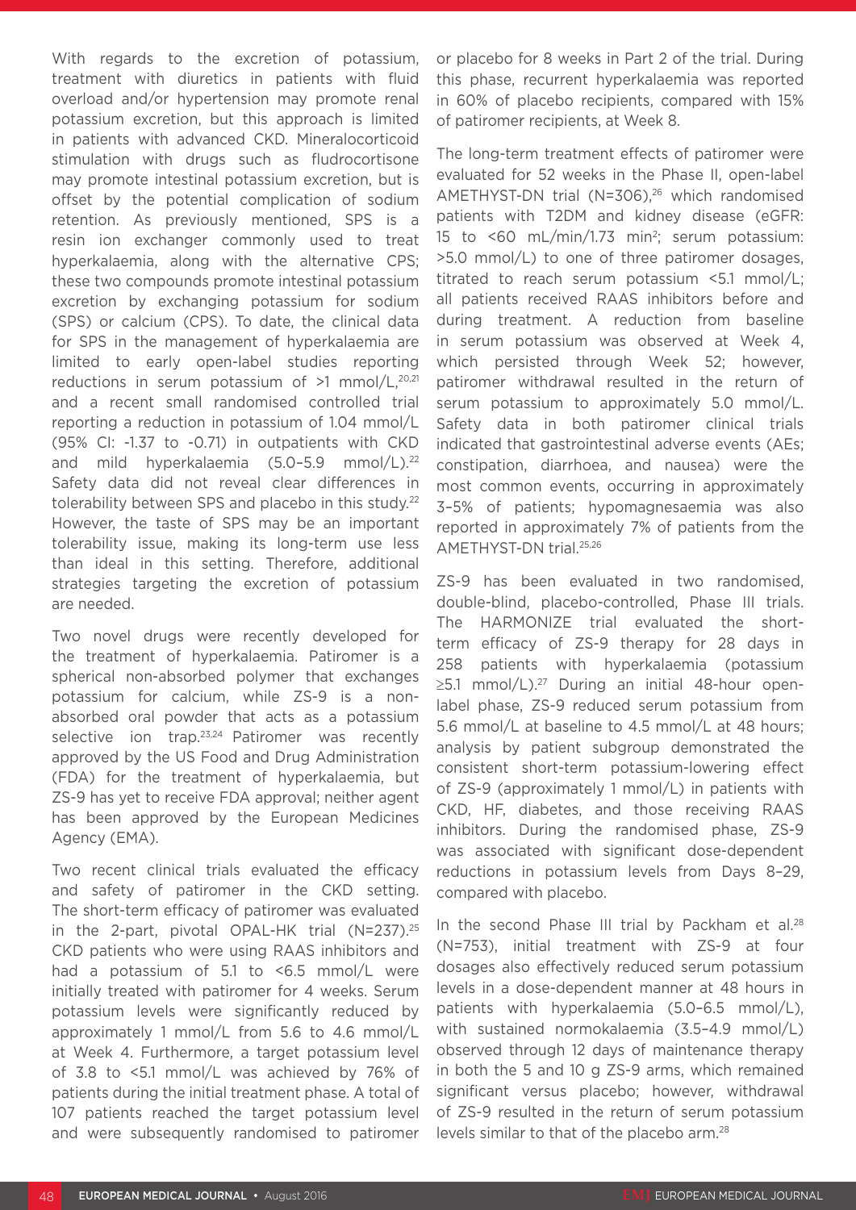With regards to the excretion of potassium, treatment with diuretics in patients with fluid overload and/or hypertension may promote renal potassium excretion, but this approach is limited in patients with advanced CKD. Mineralocorticoid stimulation with drugs such as fludrocortisone may promote intestinal potassium excretion, but is offset by the potential complication of sodium retention. As previously mentioned, SPS is a resin ion exchanger commonly used to treat hyperkalaemia, along with the alternative CPS; these two compounds promote intestinal potassium excretion by exchanging potassium for sodium (SPS) or calcium (CPS). To date, the clinical data for SPS in the management of hyperkalaemia are limited to early open-label studies reporting reductions in serum potassium of >1 mmol/L,[20,21] and a recent small randomised controlled trial reporting a reduction in potassium of 1.04 mmol/L (95% CI: -1.37 to -0.71) in outpatients with CKD and mild hyperkalaemia (5.0–5.9 mmol/L).[22] Safety data did not reveal clear differences in tolerability between SPS and placebo in this study.[22] However, the taste of SPS may be an important tolerability issue, making its long-term use less than ideal in this setting. Therefore, additional strategies targeting the excretion of potassium are needed.

Two novel drugs were recently developed for the treatment of hyperkalaemia. Patiromer is a spherical non-absorbed polymer that exchanges potassium for calcium, while ZS-9 is a non-absorbed oral powder that acts as a potassium selective ion trap.[23,24] Patiromer was recently approved by the US Food and Drug Administration (FDA) for the treatment of hyperkalaemia, but ZS-9 has yet to receive FDA approval; neither agent has been approved by the European Medicines Agency (EMA).

Two recent clinical trials evaluated the efficacy and safety of patiromer in the CKD setting. The short-term efficacy of patiromer was evaluated in the 2-part, pivotal OPAL-HK trial (N=237).[25] CKD patients who were using RAAS inhibitors and had a potassium of 5.1 to <6.5 mmol/L were initially treated with patiromer for 4 weeks. Serum potassium levels were significantly reduced by approximately 1 mmol/L from 5.6 to 4.6 mmol/L at Week 4. Furthermore, a target potassium level of 3.8 to <5.1 mmol/L was achieved by 76% of patients during the initial treatment phase. A total of 107 patients reached the target potassium level and were subsequently randomised to patiromer or placebo for 8 weeks in Part 2 of the trial. During this phase, recurrent hyperkalaemia was reported in 60% of placebo recipients, compared with 15% of patiromer recipients, at Week 8.

The long-term treatment effects of patiromer were evaluated for 52 weeks in the Phase II, open-label AMETHYST-DN trial (N=306),[26] which randomised patients with T2DM and kidney disease (eGFR: 15 to <60 mL/min/1.73 min$^2$; serum potassium: >5.0 mmol/L) to one of three patiromer dosages, titrated to reach serum potassium <5.1 mmol/L; all patients received RAAS inhibitors before and during treatment. A reduction from baseline in serum potassium was observed at Week 4, which persisted through Week 52; however, patiromer withdrawal resulted in the return of serum potassium to approximately 5.0 mmol/L. Safety data in both patiromer clinical trials indicated that gastrointestinal adverse events (AEs; constipation, diarrhoea, and nausea) were the most common events, occurring in approximately 3–5% of patients; hypomagnesaemia was also reported in approximately 7% of patients from the AMETHYST-DN trial.[25,26]

ZS-9 has been evaluated in two randomised, double-blind, placebo-controlled, Phase III trials. The HARMONIZE trial evaluated the short-term efficacy of ZS-9 therapy for 28 days in 258 patients with hyperkalaemia (potassium ≥5.1 mmol/L).[27] During an initial 48-hour open-label phase, ZS-9 reduced serum potassium from 5.6 mmol/L at baseline to 4.5 mmol/L at 48 hours; analysis by patient subgroup demonstrated the consistent short-term potassium-lowering effect of ZS-9 (approximately 1 mmol/L) in patients with CKD, HF, diabetes, and those receiving RAAS inhibitors. During the randomised phase, ZS-9 was associated with significant dose-dependent reductions in potassium levels from Days 8–29, compared with placebo.

In the second Phase III trial by Packham et al.[28] (N=753), initial treatment with ZS-9 at four dosages also effectively reduced serum potassium levels in a dose-dependent manner at 48 hours in patients with hyperkalaemia (5.0–6.5 mmol/L), with sustained normokalaemia (3.5–4.9 mmol/L) observed through 12 days of maintenance therapy in both the 5 and 10 g ZS-9 arms, which remained significant versus placebo; however, withdrawal of ZS-9 resulted in the return of serum potassium levels similar to that of the placebo arm.[28]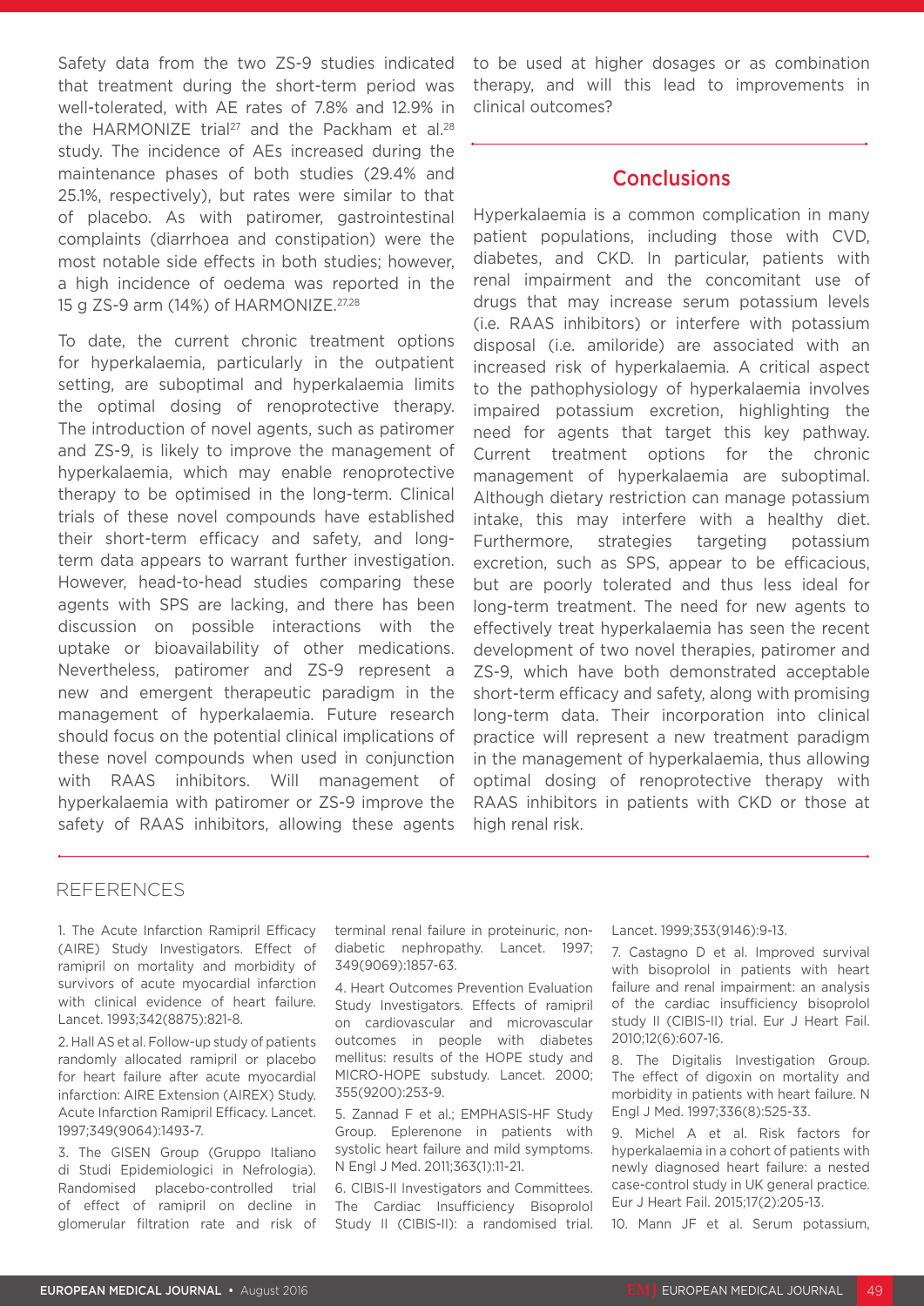Safety data from the two ZS-9 studies indicated that treatment during the short-term period was well-tolerated, with AE rates of 7.8% and 12.9% in the HARMONIZE trial[27] and the Packham et al.[28] study. The incidence of AEs increased during the maintenance phases of both studies (29.4% and 25.1%, respectively), but rates were similar to that of placebo. As with patiromer, gastrointestinal complaints (diarrhoea and constipation) were the most notable side effects in both studies; however, a high incidence of oedema was reported in the 15 g ZS-9 arm (14%) of HARMONIZE.[27,28]

To date, the current chronic treatment options for hyperkalaemia, particularly in the outpatient setting, are suboptimal and hyperkalaemia limits the optimal dosing of renoprotective therapy. The introduction of novel agents, such as patiromer and ZS-9, is likely to improve the management of hyperkalaemia, which may enable renoprotective therapy to be optimised in the long-term. Clinical trials of these novel compounds have established their short-term efficacy and safety, and long-term data appears to warrant further investigation. However, head-to-head studies comparing these agents with SPS are lacking, and there has been discussion on possible interactions with the uptake or bioavailability of other medications. Nevertheless, patiromer and ZS-9 represent a new and emergent therapeutic paradigm in the management of hyperkalaemia. Future research should focus on the potential clinical implications of these novel compounds when used in conjunction with RAAS inhibitors. Will management of hyperkalaemia with patiromer or ZS-9 improve the safety of RAAS inhibitors, allowing these agents to be used at higher dosages or as combination therapy, and will this lead to improvements in clinical outcomes?

## Conclusions

Hyperkalaemia is a common complication in many patient populations, including those with CVD, diabetes, and CKD. In particular, patients with renal impairment and the concomitant use of drugs that may increase serum potassium levels (i.e. RAAS inhibitors) or interfere with potassium disposal (i.e. amiloride) are associated with an increased risk of hyperkalaemia. A critical aspect to the pathophysiology of hyperkalaemia involves impaired potassium excretion, highlighting the need for agents that target this key pathway. Current treatment options for the chronic management of hyperkalaemia are suboptimal. Although dietary restriction can manage potassium intake, this may interfere with a healthy diet. Furthermore, strategies targeting potassium excretion, such as SPS, appear to be efficacious, but are poorly tolerated and thus less ideal for long-term treatment. The need for new agents to effectively treat hyperkalaemia has seen the recent development of two novel therapies, patiromer and ZS-9, which have both demonstrated acceptable short-term efficacy and safety, along with promising long-term data. Their incorporation into clinical practice will represent a new treatment paradigm in the management of hyperkalaemia, thus allowing optimal dosing of renoprotective therapy with RAAS inhibitors in patients with CKD or those at high renal risk.

## REFERENCES

1. The Acute Infarction Ramipril Efficacy (AIRE) Study Investigators. Effect of ramipril on mortality and morbidity of survivors of acute myocardial infarction with clinical evidence of heart failure. Lancet. 1993;342(8875):821-8.

2. Hall AS et al. Follow-up study of patients randomly allocated ramipril or placebo for heart failure after acute myocardial infarction: AIRE Extension (AIREX) Study. Acute Infarction Ramipril Efficacy. Lancet. 1997;349(9064):1493-7.

3. The GISEN Group (Gruppo Italiano di Studi Epidemiologici in Nefrologia). Randomised placebo-controlled trial of effect of ramipril on decline in glomerular filtration rate and risk of terminal renal failure in proteinuric, non-diabetic nephropathy. Lancet. 1997; 349(9069):1857-63.

4. Heart Outcomes Prevention Evaluation Study Investigators. Effects of ramipril on cardiovascular and microvascular outcomes in people with diabetes mellitus: results of the HOPE study and MICRO-HOPE substudy. Lancet. 2000; 355(9200):253-9.

5. Zannad F et al.; EMPHASIS-HF Study Group. Eplerenone in patients with systolic heart failure and mild symptoms. N Engl J Med. 2011;363(1):11-21.

6. CIBIS-II Investigators and Committees. The Cardiac Insufficiency Bisoprolol Study II (CIBIS-II): a randomised trial. Lancet. 1999;353(9146):9-13.

7. Castagno D et al. Improved survival with bisoprolol in patients with heart failure and renal impairment: an analysis of the cardiac insufficiency bisoprolol study II (CIBIS-II) trial. Eur J Heart Fail. 2010;12(6):607-16.

8. The Digitalis Investigation Group. The effect of digoxin on mortality and morbidity in patients with heart failure. N Engl J Med. 1997;336(8):525-33.

9. Michel A et al. Risk factors for hyperkalaemia in a cohort of patients with newly diagnosed heart failure: a nested case-control study in UK general practice. Eur J Heart Fail. 2015;17(2):205-13.

10. Mann JF et al. Serum potassium,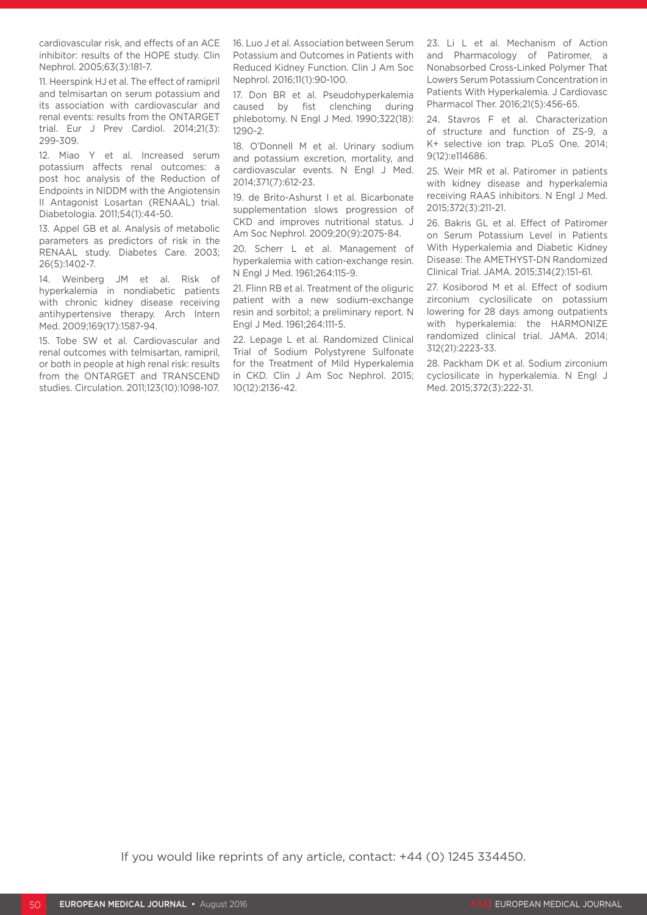cardiovascular risk, and effects of an ACE inhibitor: results of the HOPE study. Clin Nephrol. 2005;63(3):181-7.

11. Heerspink HJ et al. The effect of ramipril and telmisartan on serum potassium and its association with cardiovascular and renal events: results from the ONTARGET trial. Eur J Prev Cardiol. 2014;21(3): 299-309.

12. Miao Y et al. Increased serum potassium affects renal outcomes: a post hoc analysis of the Reduction of Endpoints in NIDDM with the Angiotensin II Antagonist Losartan (RENAAL) trial. Diabetologia. 2011;54(1):44-50.

13. Appel GB et al. Analysis of metabolic parameters as predictors of risk in the RENAAL study. Diabetes Care. 2003; 26(5):1402-7.

14. Weinberg JM et al. Risk of hyperkalemia in nondiabetic patients with chronic kidney disease receiving antihypertensive therapy. Arch Intern Med. 2009;169(17):1587-94.

15. Tobe SW et al. Cardiovascular and renal outcomes with telmisartan, ramipril, or both in people at high renal risk: results from the ONTARGET and TRANSCEND studies. Circulation. 2011;123(10):1098-107.

16. Luo J et al. Association between Serum Potassium and Outcomes in Patients with Reduced Kidney Function. Clin J Am Soc Nephrol. 2016;11(1):90-100.

17. Don BR et al. Pseudohyperkalemia caused by fist clenching during phlebotomy. N Engl J Med. 1990;322(18): 1290-2.

18. O'Donnell M et al. Urinary sodium and potassium excretion, mortality, and cardiovascular events. N Engl J Med. 2014;371(7):612-23.

19. de Brito-Ashurst I et al. Bicarbonate supplementation slows progression of CKD and improves nutritional status. J Am Soc Nephrol. 2009;20(9):2075-84.

20. Scherr L et al. Management of hyperkalemia with cation-exchange resin. N Engl J Med. 1961;264:115-9.

21. Flinn RB et al. Treatment of the oliguric patient with a new sodium-exchange resin and sorbitol; a preliminary report. N Engl J Med. 1961;264:111-5.

22. Lepage L et al. Randomized Clinical Trial of Sodium Polystyrene Sulfonate for the Treatment of Mild Hyperkalemia in CKD. Clin J Am Soc Nephrol. 2015; 10(12):2136-42.

23. Li L et al. Mechanism of Action and Pharmacology of Patiromer, a Nonabsorbed Cross-Linked Polymer That Lowers Serum Potassium Concentration in Patients With Hyperkalemia. J Cardiovasc Pharmacol Ther. 2016;21(5):456-65.

24. Stavros F et al. Characterization of structure and function of ZS-9, a K+ selective ion trap. PLoS One. 2014; 9(12):e114686.

25. Weir MR et al. Patiromer in patients with kidney disease and hyperkalemia receiving RAAS inhibitors. N Engl J Med. 2015;372(3):211-21.

26. Bakris GL et al. Effect of Patiromer on Serum Potassium Level in Patients With Hyperkalemia and Diabetic Kidney Disease: The AMETHYST-DN Randomized Clinical Trial. JAMA. 2015;314(2):151-61.

27. Kosiborod M et al. Effect of sodium zirconium cyclosilicate on potassium lowering for 28 days among outpatients with hyperkalemia: the HARMONIZE randomized clinical trial. JAMA. 2014; 312(21):2223-33.

28. Packham DK et al. Sodium zirconium cyclosilicate in hyperkalemia. N Engl J Med. 2015;372(3):222-31.

If you would like reprints of any article, contact: +44 (0) 1245 334450.